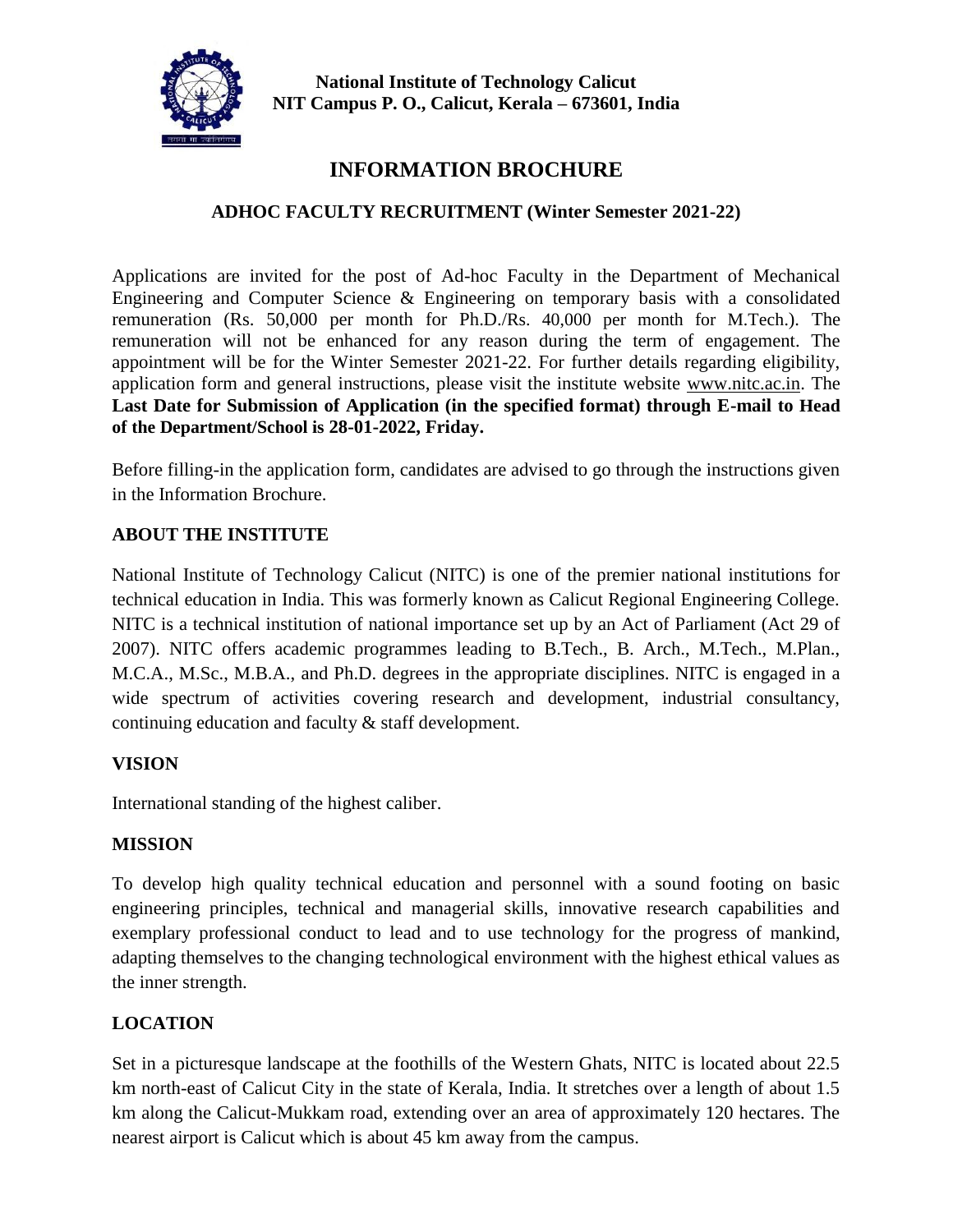**National Institute of Technology Calicut**
**NIT Campus P. O., Calicut, Kerala – 673601, India**

# INFORMATION BROCHURE

## ADHOC FACULTY RECRUITMENT (Winter Semester 2021-22)

Applications are invited for the post of Ad-hoc Faculty in the Department of Mechanical Engineering and Computer Science & Engineering on temporary basis with a consolidated remuneration (Rs. 50,000 per month for Ph.D./Rs. 40,000 per month for M.Tech.). The remuneration will not be enhanced for any reason during the term of engagement. The appointment will be for the Winter Semester 2021-22. For further details regarding eligibility, application form and general instructions, please visit the institute website www.nitc.ac.in. The **Last Date for Submission of Application (in the specified format) through E-mail to Head of the Department/School is 28-01-2022, Friday.**

Before filling-in the application form, candidates are advised to go through the instructions given in the Information Brochure.

### ABOUT THE INSTITUTE

National Institute of Technology Calicut (NITC) is one of the premier national institutions for technical education in India. This was formerly known as Calicut Regional Engineering College. NITC is a technical institution of national importance set up by an Act of Parliament (Act 29 of 2007). NITC offers academic programmes leading to B.Tech., B. Arch., M.Tech., M.Plan., M.C.A., M.Sc., M.B.A., and Ph.D. degrees in the appropriate disciplines. NITC is engaged in a wide spectrum of activities covering research and development, industrial consultancy, continuing education and faculty & staff development.

### VISION

International standing of the highest caliber.

### MISSION

To develop high quality technical education and personnel with a sound footing on basic engineering principles, technical and managerial skills, innovative research capabilities and exemplary professional conduct to lead and to use technology for the progress of mankind, adapting themselves to the changing technological environment with the highest ethical values as the inner strength.

### LOCATION

Set in a picturesque landscape at the foothills of the Western Ghats, NITC is located about 22.5 km north-east of Calicut City in the state of Kerala, India. It stretches over a length of about 1.5 km along the Calicut-Mukkam road, extending over an area of approximately 120 hectares. The nearest airport is Calicut which is about 45 km away from the campus.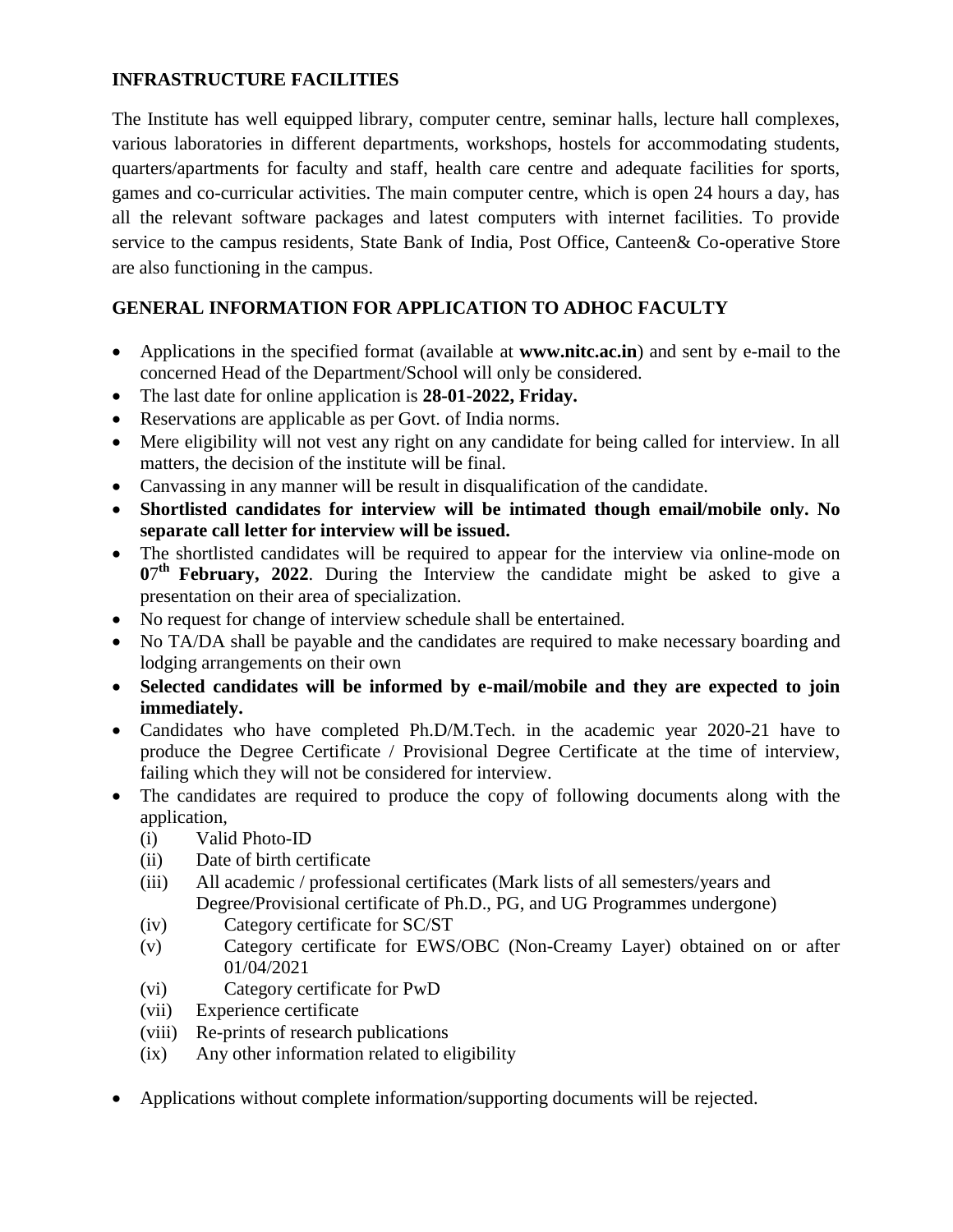## INFRASTRUCTURE FACILITIES

The Institute has well equipped library, computer centre, seminar halls, lecture hall complexes, various laboratories in different departments, workshops, hostels for accommodating students, quarters/apartments for faculty and staff, health care centre and adequate facilities for sports, games and co-curricular activities. The main computer centre, which is open 24 hours a day, has all the relevant software packages and latest computers with internet facilities. To provide service to the campus residents, State Bank of India, Post Office, Canteen& Co-operative Store are also functioning in the campus.

## GENERAL INFORMATION FOR APPLICATION TO ADHOC FACULTY

- Applications in the specified format (available at **www.nitc.ac.in**) and sent by e-mail to the concerned Head of the Department/School will only be considered.
- The last date for online application is **28-01-2022, Friday.**
- Reservations are applicable as per Govt. of India norms.
- Mere eligibility will not vest any right on any candidate for being called for interview. In all matters, the decision of the institute will be final.
- Canvassing in any manner will be result in disqualification of the candidate.
- **Shortlisted candidates for interview will be intimated though email/mobile only. No separate call letter for interview will be issued.**
- The shortlisted candidates will be required to appear for the interview via online-mode on **07th February, 2022**. During the Interview the candidate might be asked to give a presentation on their area of specialization.
- No request for change of interview schedule shall be entertained.
- No TA/DA shall be payable and the candidates are required to make necessary boarding and lodging arrangements on their own
- **Selected candidates will be informed by e-mail/mobile and they are expected to join immediately.**
- Candidates who have completed Ph.D/M.Tech. in the academic year 2020-21 have to produce the Degree Certificate / Provisional Degree Certificate at the time of interview, failing which they will not be considered for interview.
- The candidates are required to produce the copy of following documents along with the application,
  - (i) Valid Photo-ID
  - (ii) Date of birth certificate
  - (iii) All academic / professional certificates (Mark lists of all semesters/years and Degree/Provisional certificate of Ph.D., PG, and UG Programmes undergone)
  - (iv) Category certificate for SC/ST
  - (v) Category certificate for EWS/OBC (Non-Creamy Layer) obtained on or after 01/04/2021
  - (vi) Category certificate for PwD
  - (vii) Experience certificate
  - (viii) Re-prints of research publications
  - (ix) Any other information related to eligibility
- Applications without complete information/supporting documents will be rejected.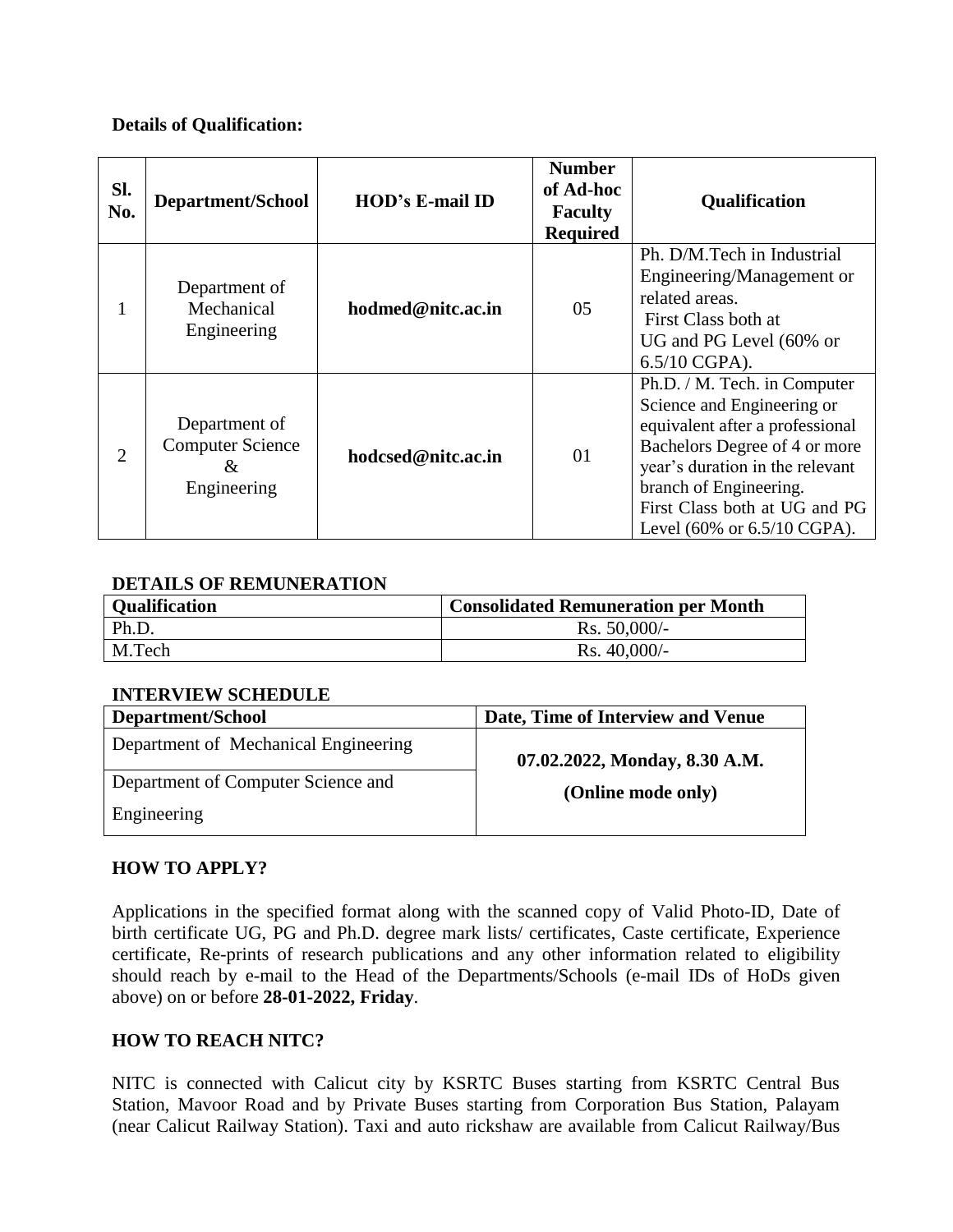**Details of Qualification:**

| Sl. No. | Department/School | HOD's E-mail ID | Number of Ad-hoc Faculty Required | Qualification |
|---|---|---|---|---|
| 1 | Department of Mechanical Engineering | **hodmed@nitc.ac.in** | 05 | Ph. D/M.Tech in Industrial Engineering/Management or related areas. First Class both at UG and PG Level (60% or 6.5/10 CGPA). |
| 2 | Department of Computer Science & Engineering | **hodcsed@nitc.ac.in** | 01 | Ph.D. / M. Tech. in Computer Science and Engineering or equivalent after a professional Bachelors Degree of 4 or more year's duration in the relevant branch of Engineering. First Class both at UG and PG Level (60% or 6.5/10 CGPA). |

**DETAILS OF REMUNERATION**

| Qualification | Consolidated Remuneration per Month |
|---|---|
| Ph.D. | Rs. 50,000/- |
| M.Tech | Rs. 40,000/- |

**INTERVIEW SCHEDULE**

| Department/School | Date, Time of Interview and Venue |
|---|---|
| Department of Mechanical Engineering | **07.02.2022, Monday, 8.30 A.M. (Online mode only)** |
| Department of Computer Science and Engineering | |

**HOW TO APPLY?**

Applications in the specified format along with the scanned copy of Valid Photo-ID, Date of birth certificate UG, PG and Ph.D. degree mark lists/ certificates, Caste certificate, Experience certificate, Re-prints of research publications and any other information related to eligibility should reach by e-mail to the Head of the Departments/Schools (e-mail IDs of HoDs given above) on or before **28-01-2022, Friday**.

**HOW TO REACH NITC?**

NITC is connected with Calicut city by KSRTC Buses starting from KSRTC Central Bus Station, Mavoor Road and by Private Buses starting from Corporation Bus Station, Palayam (near Calicut Railway Station). Taxi and auto rickshaw are available from Calicut Railway/Bus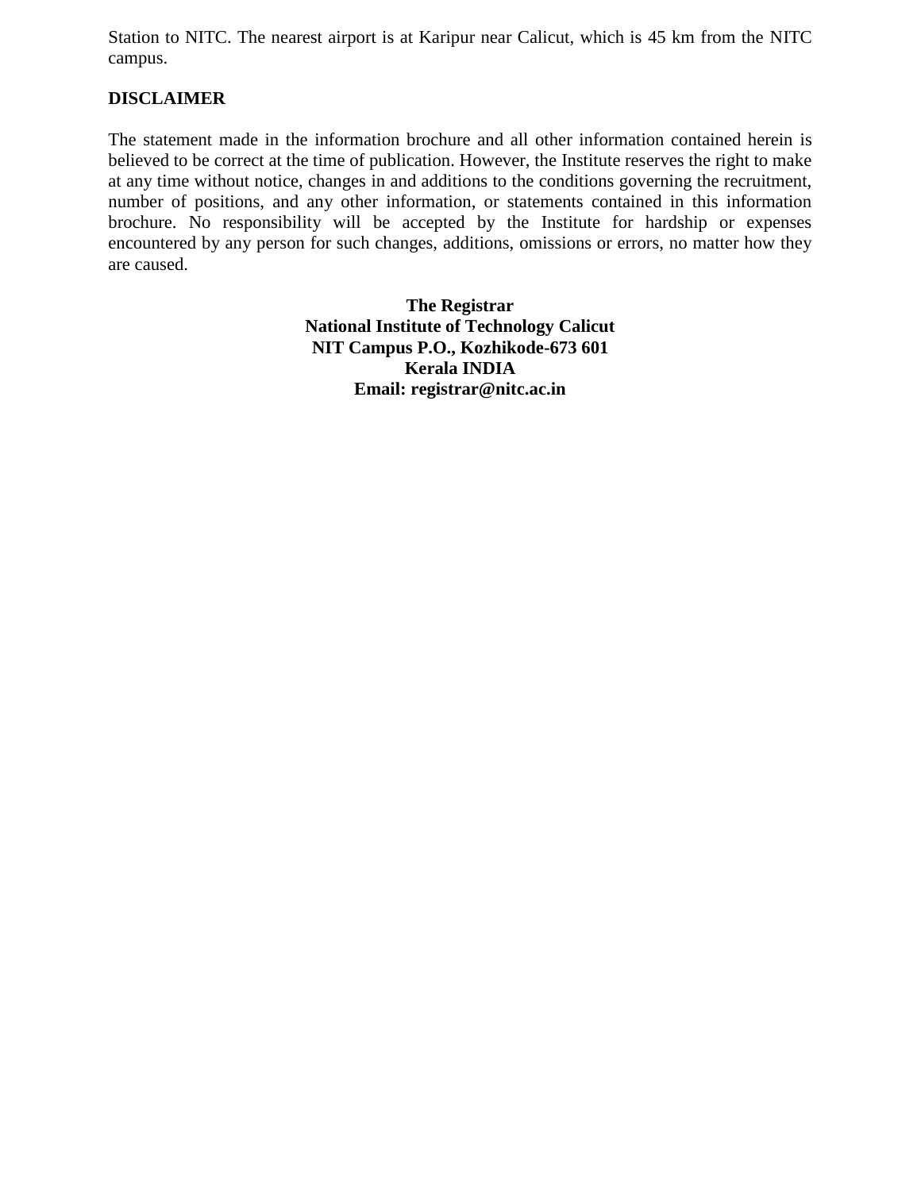Station to NITC. The nearest airport is at Karipur near Calicut, which is 45 km from the NITC campus.

**DISCLAIMER**

The statement made in the information brochure and all other information contained herein is believed to be correct at the time of publication. However, the Institute reserves the right to make at any time without notice, changes in and additions to the conditions governing the recruitment, number of positions, and any other information, or statements contained in this information brochure. No responsibility will be accepted by the Institute for hardship or expenses encountered by any person for such changes, additions, omissions or errors, no matter how they are caused.

**The Registrar**
**National Institute of Technology Calicut**
**NIT Campus P.O., Kozhikode-673 601**
**Kerala INDIA**
**Email: registrar@nitc.ac.in**